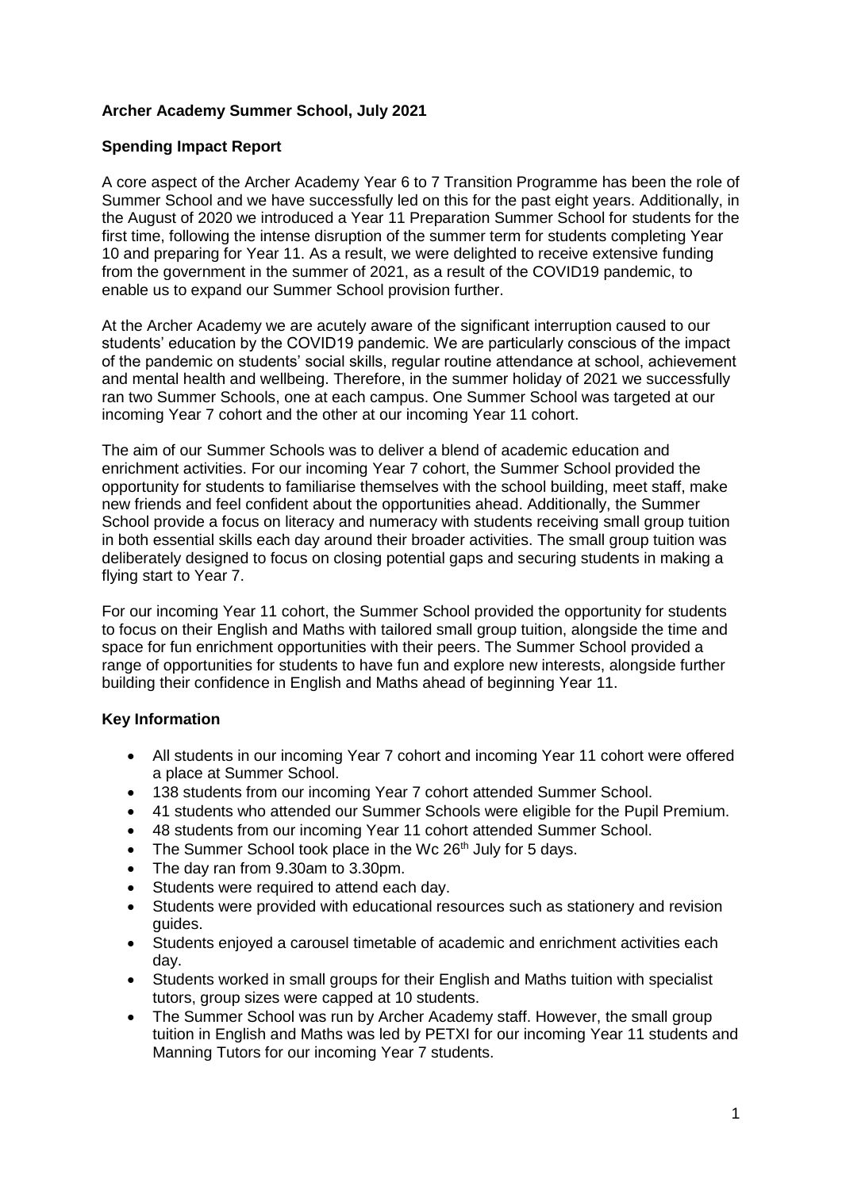**Archer Academy Summer School, July 2021**

**Spending Impact Report**

A core aspect of the Archer Academy Year 6 to 7 Transition Programme has been the role of Summer School and we have successfully led on this for the past eight years. Additionally, in the August of 2020 we introduced a Year 11 Preparation Summer School for students for the first time, following the intense disruption of the summer term for students completing Year 10 and preparing for Year 11. As a result, we were delighted to receive extensive funding from the government in the summer of 2021, as a result of the COVID19 pandemic, to enable us to expand our Summer School provision further.

At the Archer Academy we are acutely aware of the significant interruption caused to our students' education by the COVID19 pandemic. We are particularly conscious of the impact of the pandemic on students' social skills, regular routine attendance at school, achievement and mental health and wellbeing. Therefore, in the summer holiday of 2021 we successfully ran two Summer Schools, one at each campus. One Summer School was targeted at our incoming Year 7 cohort and the other at our incoming Year 11 cohort.

The aim of our Summer Schools was to deliver a blend of academic education and enrichment activities. For our incoming Year 7 cohort, the Summer School provided the opportunity for students to familiarise themselves with the school building, meet staff, make new friends and feel confident about the opportunities ahead. Additionally, the Summer School provide a focus on literacy and numeracy with students receiving small group tuition in both essential skills each day around their broader activities. The small group tuition was deliberately designed to focus on closing potential gaps and securing students in making a flying start to Year 7.

For our incoming Year 11 cohort, the Summer School provided the opportunity for students to focus on their English and Maths with tailored small group tuition, alongside the time and space for fun enrichment opportunities with their peers. The Summer School provided a range of opportunities for students to have fun and explore new interests, alongside further building their confidence in English and Maths ahead of beginning Year 11.

**Key Information**

- All students in our incoming Year 7 cohort and incoming Year 11 cohort were offered a place at Summer School.
- 138 students from our incoming Year 7 cohort attended Summer School.
- 41 students who attended our Summer Schools were eligible for the Pupil Premium.
- 48 students from our incoming Year 11 cohort attended Summer School.
- The Summer School took place in the Wc 26th July for 5 days.
- The day ran from 9.30am to 3.30pm.
- Students were required to attend each day.
- Students were provided with educational resources such as stationery and revision guides.
- Students enjoyed a carousel timetable of academic and enrichment activities each day.
- Students worked in small groups for their English and Maths tuition with specialist tutors, group sizes were capped at 10 students.
- The Summer School was run by Archer Academy staff. However, the small group tuition in English and Maths was led by PETXI for our incoming Year 11 students and Manning Tutors for our incoming Year 7 students.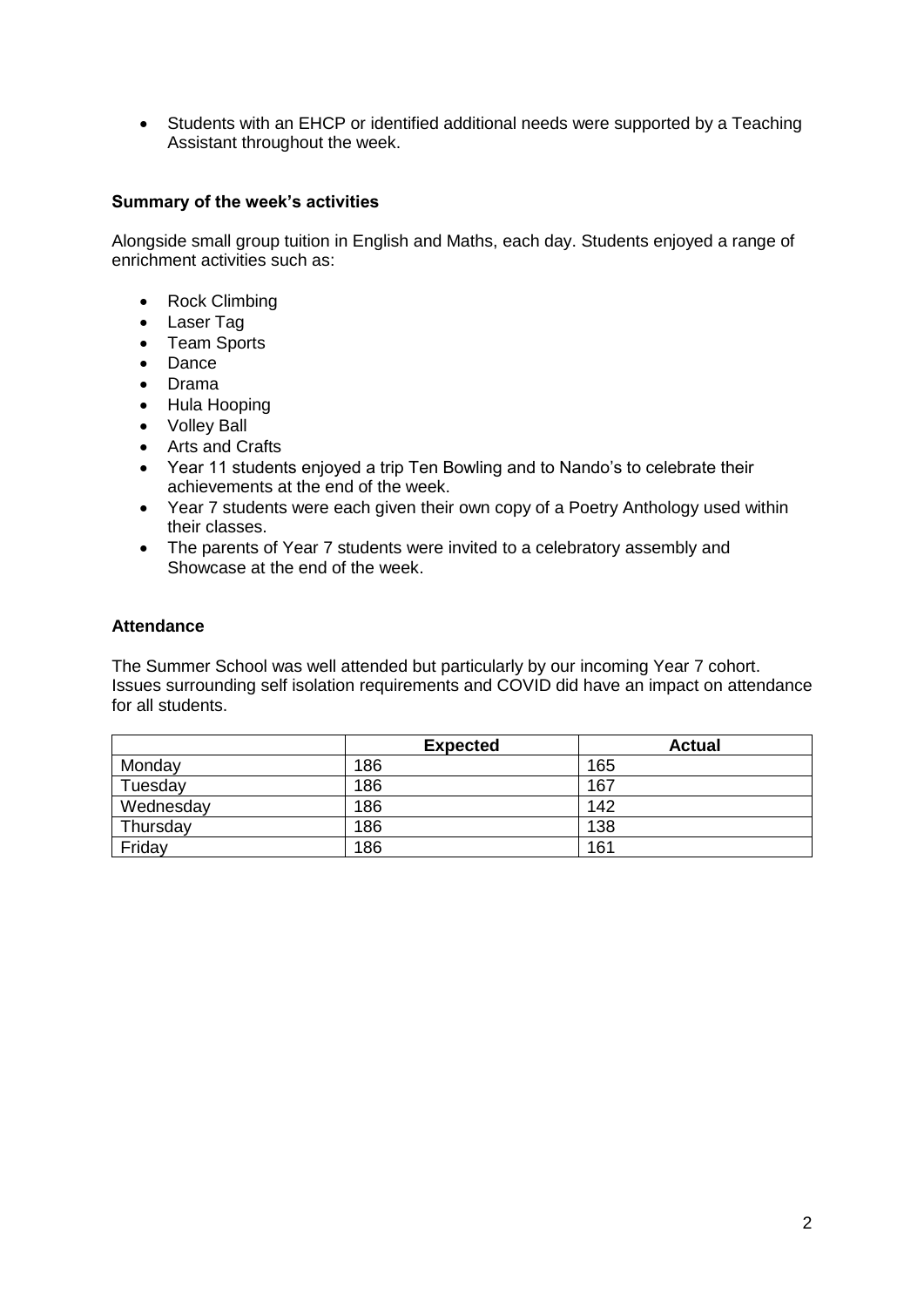- Students with an EHCP or identified additional needs were supported by a Teaching Assistant throughout the week.

### Summary of the week's activities

Alongside small group tuition in English and Maths, each day. Students enjoyed a range of enrichment activities such as:

- Rock Climbing
- Laser Tag
- Team Sports
- Dance
- Drama
- Hula Hooping
- Volley Ball
- Arts and Crafts
- Year 11 students enjoyed a trip Ten Bowling and to Nando's to celebrate their achievements at the end of the week.
- Year 7 students were each given their own copy of a Poetry Anthology used within their classes.
- The parents of Year 7 students were invited to a celebratory assembly and Showcase at the end of the week.

### Attendance

The Summer School was well attended but particularly by our incoming Year 7 cohort. Issues surrounding self isolation requirements and COVID did have an impact on attendance for all students.

| | Expected | Actual |
|---|---|---|
| Monday | 186 | 165 |
| Tuesday | 186 | 167 |
| Wednesday | 186 | 142 |
| Thursday | 186 | 138 |
| Friday | 186 | 161 |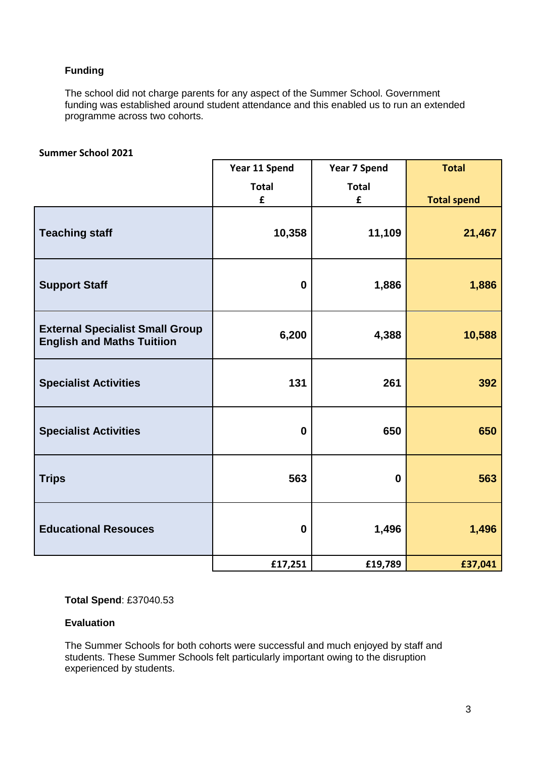**Funding**

The school did not charge parents for any aspect of the Summer School. Government funding was established around student attendance and this enabled us to run an extended programme across two cohorts.

**Summer School 2021**

| | Year 11 Spend<br>Total<br>£ | Year 7 Spend<br>Total<br>£ | Total<br>Total spend |
|---|---|---|---|
| **Teaching staff** | **10,358** | **11,109** | **21,467** |
| **Support Staff** | **0** | **1,886** | **1,886** |
| **External Specialist Small Group English and Maths Tuitiion** | **6,200** | **4,388** | **10,588** |
| **Specialist Activities** | **131** | **261** | **392** |
| **Specialist Activities** | **0** | **650** | **650** |
| **Trips** | **563** | **0** | **563** |
| **Educational Resouces** | **0** | **1,496** | **1,496** |
| | **£17,251** | **£19,789** | **£37,041** |

**Total Spend**: £37040.53

**Evaluation**

The Summer Schools for both cohorts were successful and much enjoyed by staff and students. These Summer Schools felt particularly important owing to the disruption experienced by students.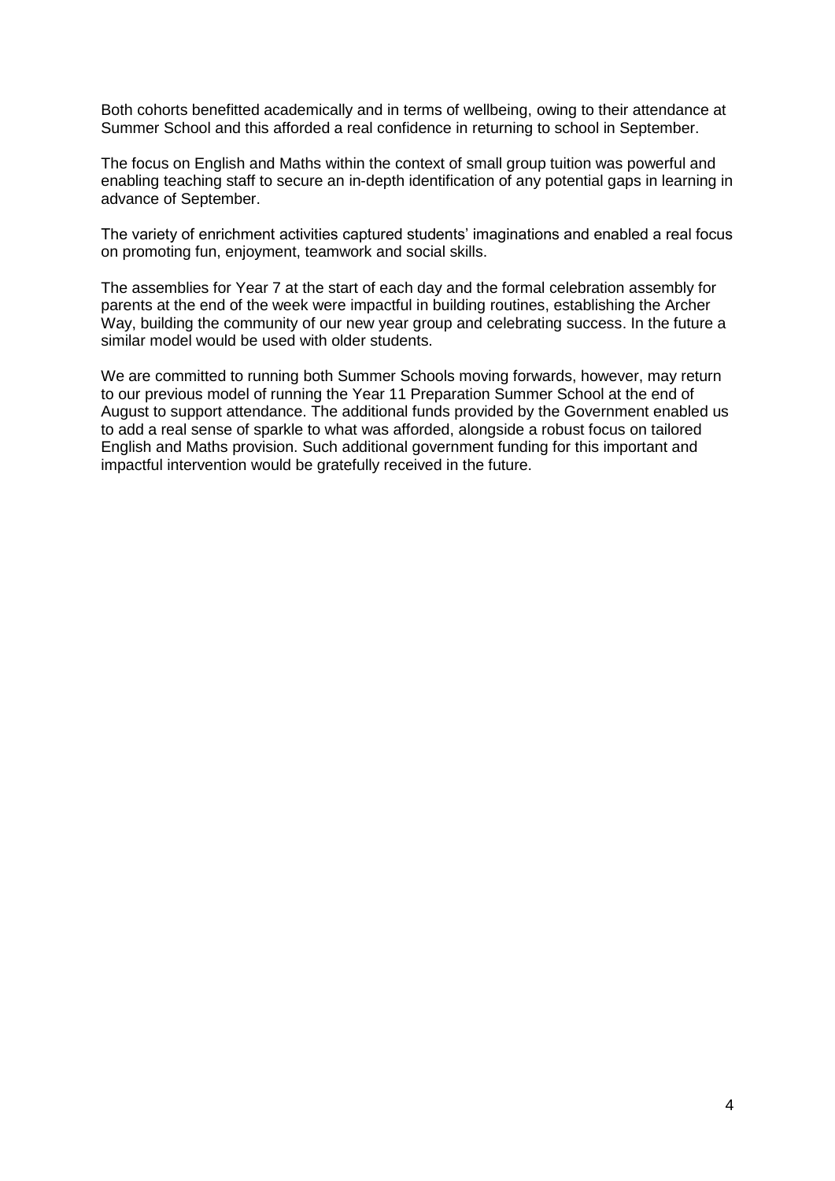Both cohorts benefitted academically and in terms of wellbeing, owing to their attendance at Summer School and this afforded a real confidence in returning to school in September.

The focus on English and Maths within the context of small group tuition was powerful and enabling teaching staff to secure an in-depth identification of any potential gaps in learning in advance of September.

The variety of enrichment activities captured students' imaginations and enabled a real focus on promoting fun, enjoyment, teamwork and social skills.

The assemblies for Year 7 at the start of each day and the formal celebration assembly for parents at the end of the week were impactful in building routines, establishing the Archer Way, building the community of our new year group and celebrating success. In the future a similar model would be used with older students.

We are committed to running both Summer Schools moving forwards, however, may return to our previous model of running the Year 11 Preparation Summer School at the end of August to support attendance. The additional funds provided by the Government enabled us to add a real sense of sparkle to what was afforded, alongside a robust focus on tailored English and Maths provision. Such additional government funding for this important and impactful intervention would be gratefully received in the future.